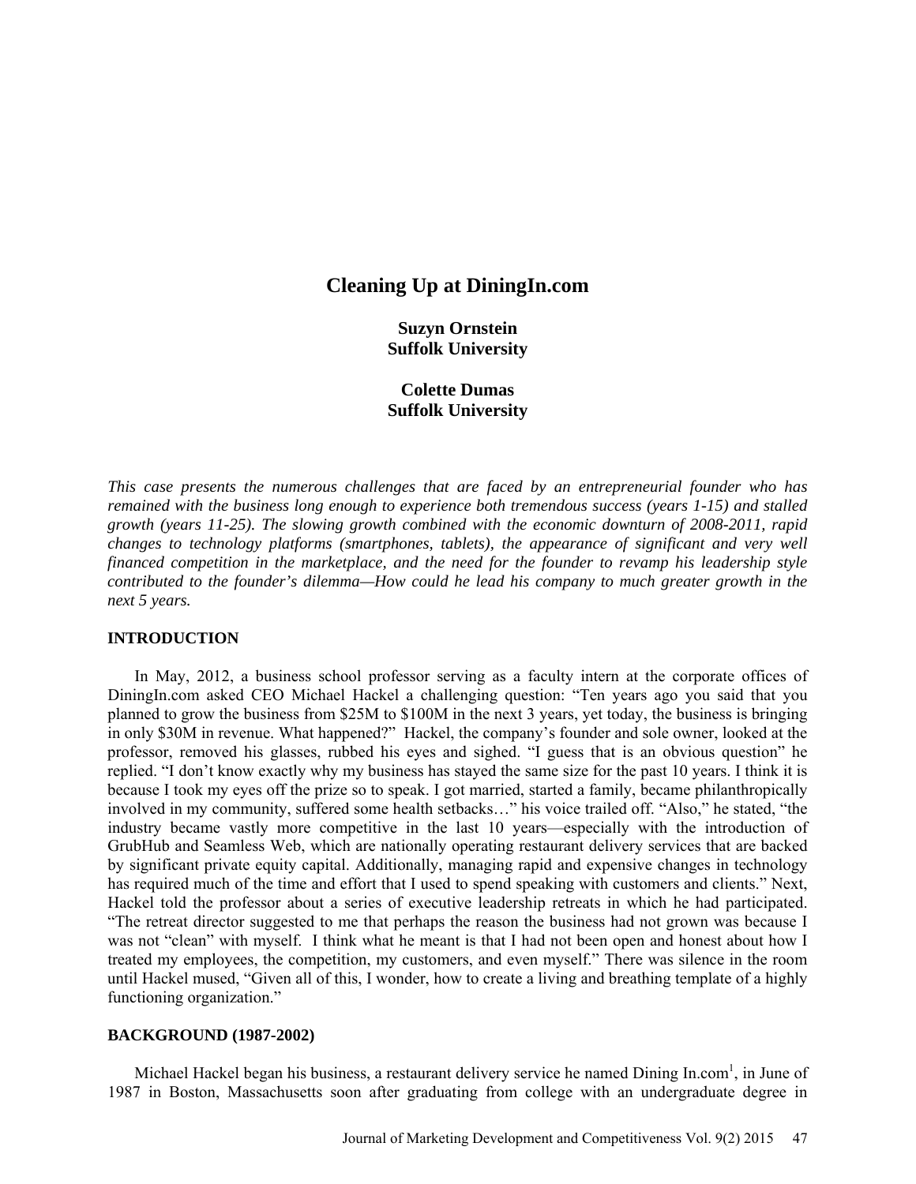# Cleaning Up at DiningIn.com

**Suzyn Ornstein**
**Suffolk University**

**Colette Dumas**
**Suffolk University**

*This case presents the numerous challenges that are faced by an entrepreneurial founder who has remained with the business long enough to experience both tremendous success (years 1-15) and stalled growth (years 11-25). The slowing growth combined with the economic downturn of 2008-2011, rapid changes to technology platforms (smartphones, tablets), the appearance of significant and very well financed competition in the marketplace, and the need for the founder to revamp his leadership style contributed to the founder's dilemma—How could he lead his company to much greater growth in the next 5 years.*

## INTRODUCTION

In May, 2012, a business school professor serving as a faculty intern at the corporate offices of DiningIn.com asked CEO Michael Hackel a challenging question: "Ten years ago you said that you planned to grow the business from $25M to $100M in the next 3 years, yet today, the business is bringing in only $30M in revenue. What happened?" Hackel, the company's founder and sole owner, looked at the professor, removed his glasses, rubbed his eyes and sighed. "I guess that is an obvious question" he replied. "I don't know exactly why my business has stayed the same size for the past 10 years. I think it is because I took my eyes off the prize so to speak. I got married, started a family, became philanthropically involved in my community, suffered some health setbacks…" his voice trailed off. "Also," he stated, "the industry became vastly more competitive in the last 10 years—especially with the introduction of GrubHub and Seamless Web, which are nationally operating restaurant delivery services that are backed by significant private equity capital. Additionally, managing rapid and expensive changes in technology has required much of the time and effort that I used to spend speaking with customers and clients." Next, Hackel told the professor about a series of executive leadership retreats in which he had participated. "The retreat director suggested to me that perhaps the reason the business had not grown was because I was not "clean" with myself. I think what he meant is that I had not been open and honest about how I treated my employees, the competition, my customers, and even myself." There was silence in the room until Hackel mused, "Given all of this, I wonder, how to create a living and breathing template of a highly functioning organization."

## BACKGROUND (1987-2002)

Michael Hackel began his business, a restaurant delivery service he named Dining In.com[1], in June of 1987 in Boston, Massachusetts soon after graduating from college with an undergraduate degree in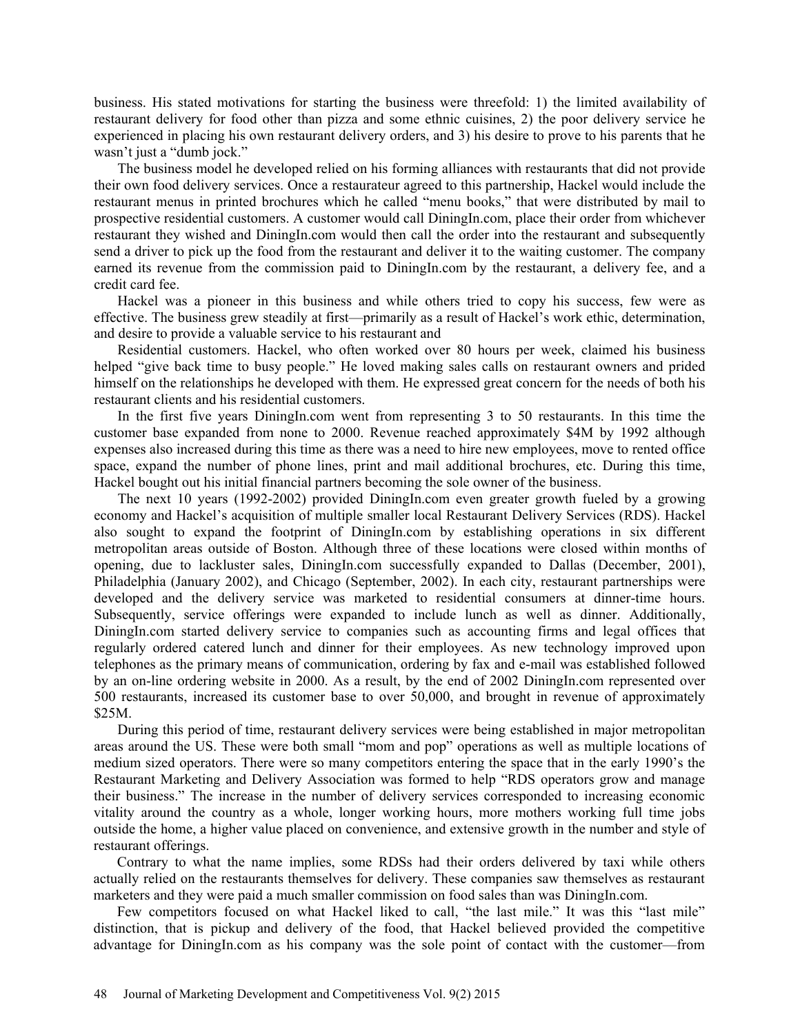business. His stated motivations for starting the business were threefold: 1) the limited availability of restaurant delivery for food other than pizza and some ethnic cuisines, 2) the poor delivery service he experienced in placing his own restaurant delivery orders, and 3) his desire to prove to his parents that he wasn't just a "dumb jock."

The business model he developed relied on his forming alliances with restaurants that did not provide their own food delivery services. Once a restaurateur agreed to this partnership, Hackel would include the restaurant menus in printed brochures which he called "menu books," that were distributed by mail to prospective residential customers. A customer would call DiningIn.com, place their order from whichever restaurant they wished and DiningIn.com would then call the order into the restaurant and subsequently send a driver to pick up the food from the restaurant and deliver it to the waiting customer. The company earned its revenue from the commission paid to DiningIn.com by the restaurant, a delivery fee, and a credit card fee.

Hackel was a pioneer in this business and while others tried to copy his success, few were as effective. The business grew steadily at first—primarily as a result of Hackel's work ethic, determination, and desire to provide a valuable service to his restaurant and

Residential customers. Hackel, who often worked over 80 hours per week, claimed his business helped "give back time to busy people." He loved making sales calls on restaurant owners and prided himself on the relationships he developed with them. He expressed great concern for the needs of both his restaurant clients and his residential customers.

In the first five years DiningIn.com went from representing 3 to 50 restaurants. In this time the customer base expanded from none to 2000. Revenue reached approximately $4M by 1992 although expenses also increased during this time as there was a need to hire new employees, move to rented office space, expand the number of phone lines, print and mail additional brochures, etc. During this time, Hackel bought out his initial financial partners becoming the sole owner of the business.

The next 10 years (1992-2002) provided DiningIn.com even greater growth fueled by a growing economy and Hackel's acquisition of multiple smaller local Restaurant Delivery Services (RDS). Hackel also sought to expand the footprint of DiningIn.com by establishing operations in six different metropolitan areas outside of Boston. Although three of these locations were closed within months of opening, due to lackluster sales, DiningIn.com successfully expanded to Dallas (December, 2001), Philadelphia (January 2002), and Chicago (September, 2002). In each city, restaurant partnerships were developed and the delivery service was marketed to residential consumers at dinner-time hours. Subsequently, service offerings were expanded to include lunch as well as dinner. Additionally, DiningIn.com started delivery service to companies such as accounting firms and legal offices that regularly ordered catered lunch and dinner for their employees. As new technology improved upon telephones as the primary means of communication, ordering by fax and e-mail was established followed by an on-line ordering website in 2000. As a result, by the end of 2002 DiningIn.com represented over 500 restaurants, increased its customer base to over 50,000, and brought in revenue of approximately $25M.

During this period of time, restaurant delivery services were being established in major metropolitan areas around the US. These were both small "mom and pop" operations as well as multiple locations of medium sized operators. There were so many competitors entering the space that in the early 1990's the Restaurant Marketing and Delivery Association was formed to help "RDS operators grow and manage their business." The increase in the number of delivery services corresponded to increasing economic vitality around the country as a whole, longer working hours, more mothers working full time jobs outside the home, a higher value placed on convenience, and extensive growth in the number and style of restaurant offerings.

Contrary to what the name implies, some RDSs had their orders delivered by taxi while others actually relied on the restaurants themselves for delivery. These companies saw themselves as restaurant marketers and they were paid a much smaller commission on food sales than was DiningIn.com.

Few competitors focused on what Hackel liked to call, "the last mile." It was this "last mile" distinction, that is pickup and delivery of the food, that Hackel believed provided the competitive advantage for DiningIn.com as his company was the sole point of contact with the customer—from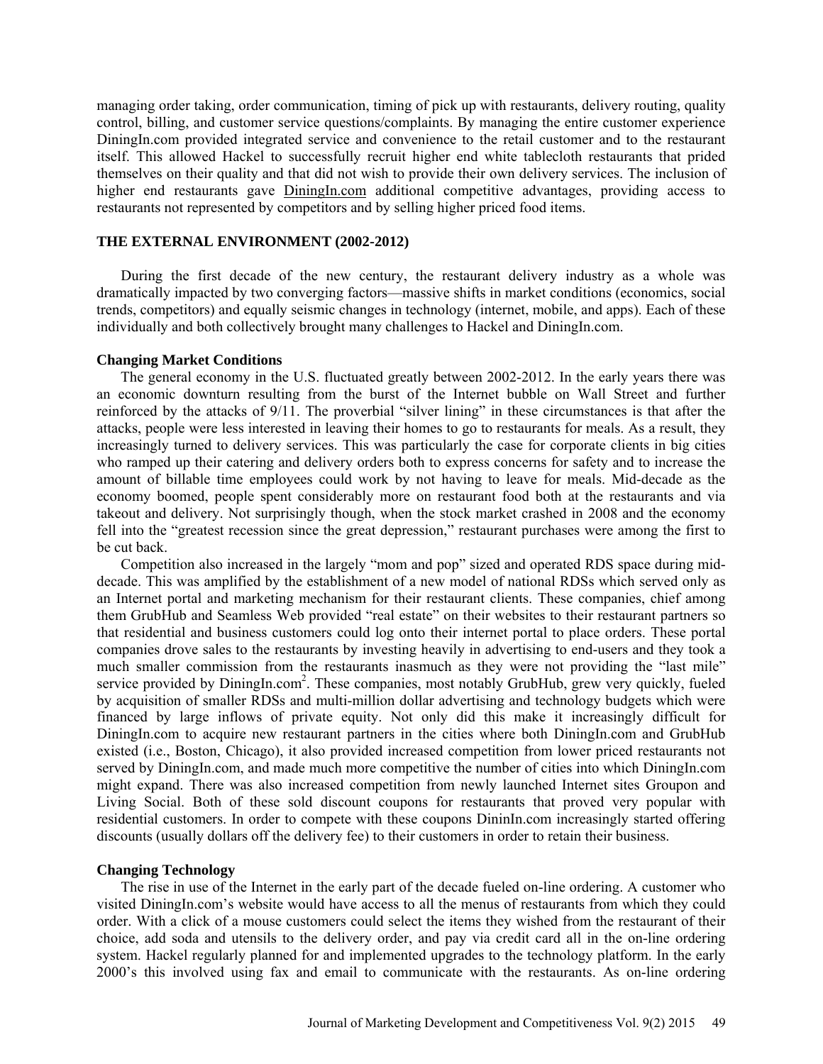managing order taking, order communication, timing of pick up with restaurants, delivery routing, quality control, billing, and customer service questions/complaints. By managing the entire customer experience DiningIn.com provided integrated service and convenience to the retail customer and to the restaurant itself. This allowed Hackel to successfully recruit higher end white tablecloth restaurants that prided themselves on their quality and that did not wish to provide their own delivery services. The inclusion of higher end restaurants gave DiningIn.com additional competitive advantages, providing access to restaurants not represented by competitors and by selling higher priced food items.

## THE EXTERNAL ENVIRONMENT (2002-2012)

During the first decade of the new century, the restaurant delivery industry as a whole was dramatically impacted by two converging factors—massive shifts in market conditions (economics, social trends, competitors) and equally seismic changes in technology (internet, mobile, and apps). Each of these individually and both collectively brought many challenges to Hackel and DiningIn.com.

### Changing Market Conditions

The general economy in the U.S. fluctuated greatly between 2002-2012. In the early years there was an economic downturn resulting from the burst of the Internet bubble on Wall Street and further reinforced by the attacks of 9/11. The proverbial "silver lining" in these circumstances is that after the attacks, people were less interested in leaving their homes to go to restaurants for meals. As a result, they increasingly turned to delivery services. This was particularly the case for corporate clients in big cities who ramped up their catering and delivery orders both to express concerns for safety and to increase the amount of billable time employees could work by not having to leave for meals. Mid-decade as the economy boomed, people spent considerably more on restaurant food both at the restaurants and via takeout and delivery. Not surprisingly though, when the stock market crashed in 2008 and the economy fell into the "greatest recession since the great depression," restaurant purchases were among the first to be cut back.

Competition also increased in the largely "mom and pop" sized and operated RDS space during mid-decade. This was amplified by the establishment of a new model of national RDSs which served only as an Internet portal and marketing mechanism for their restaurant clients. These companies, chief among them GrubHub and Seamless Web provided "real estate" on their websites to their restaurant partners so that residential and business customers could log onto their internet portal to place orders. These portal companies drove sales to the restaurants by investing heavily in advertising to end-users and they took a much smaller commission from the restaurants inasmuch as they were not providing the "last mile" service provided by DiningIn.com[2]. These companies, most notably GrubHub, grew very quickly, fueled by acquisition of smaller RDSs and multi-million dollar advertising and technology budgets which were financed by large inflows of private equity. Not only did this make it increasingly difficult for DiningIn.com to acquire new restaurant partners in the cities where both DiningIn.com and GrubHub existed (i.e., Boston, Chicago), it also provided increased competition from lower priced restaurants not served by DiningIn.com, and made much more competitive the number of cities into which DiningIn.com might expand. There was also increased competition from newly launched Internet sites Groupon and Living Social. Both of these sold discount coupons for restaurants that proved very popular with residential customers. In order to compete with these coupons DininIn.com increasingly started offering discounts (usually dollars off the delivery fee) to their customers in order to retain their business.

### Changing Technology

The rise in use of the Internet in the early part of the decade fueled on-line ordering. A customer who visited DiningIn.com's website would have access to all the menus of restaurants from which they could order. With a click of a mouse customers could select the items they wished from the restaurant of their choice, add soda and utensils to the delivery order, and pay via credit card all in the on-line ordering system. Hackel regularly planned for and implemented upgrades to the technology platform. In the early 2000's this involved using fax and email to communicate with the restaurants. As on-line ordering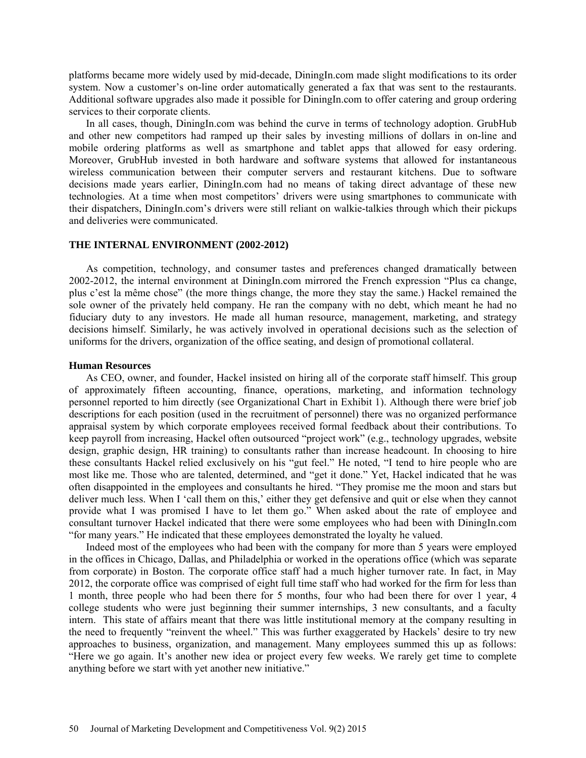platforms became more widely used by mid-decade, DiningIn.com made slight modifications to its order system. Now a customer's on-line order automatically generated a fax that was sent to the restaurants. Additional software upgrades also made it possible for DiningIn.com to offer catering and group ordering services to their corporate clients.

In all cases, though, DiningIn.com was behind the curve in terms of technology adoption. GrubHub and other new competitors had ramped up their sales by investing millions of dollars in on-line and mobile ordering platforms as well as smartphone and tablet apps that allowed for easy ordering. Moreover, GrubHub invested in both hardware and software systems that allowed for instantaneous wireless communication between their computer servers and restaurant kitchens. Due to software decisions made years earlier, DiningIn.com had no means of taking direct advantage of these new technologies. At a time when most competitors' drivers were using smartphones to communicate with their dispatchers, DiningIn.com's drivers were still reliant on walkie-talkies through which their pickups and deliveries were communicated.

## THE INTERNAL ENVIRONMENT (2002-2012)

As competition, technology, and consumer tastes and preferences changed dramatically between 2002-2012, the internal environment at DiningIn.com mirrored the French expression "Plus ca change, plus c'est la même chose" (the more things change, the more they stay the same.) Hackel remained the sole owner of the privately held company. He ran the company with no debt, which meant he had no fiduciary duty to any investors. He made all human resource, management, marketing, and strategy decisions himself. Similarly, he was actively involved in operational decisions such as the selection of uniforms for the drivers, organization of the office seating, and design of promotional collateral.

### Human Resources

As CEO, owner, and founder, Hackel insisted on hiring all of the corporate staff himself. This group of approximately fifteen accounting, finance, operations, marketing, and information technology personnel reported to him directly (see Organizational Chart in Exhibit 1). Although there were brief job descriptions for each position (used in the recruitment of personnel) there was no organized performance appraisal system by which corporate employees received formal feedback about their contributions. To keep payroll from increasing, Hackel often outsourced "project work" (e.g., technology upgrades, website design, graphic design, HR training) to consultants rather than increase headcount. In choosing to hire these consultants Hackel relied exclusively on his "gut feel." He noted, "I tend to hire people who are most like me. Those who are talented, determined, and "get it done." Yet, Hackel indicated that he was often disappointed in the employees and consultants he hired. "They promise me the moon and stars but deliver much less. When I 'call them on this,' either they get defensive and quit or else when they cannot provide what I was promised I have to let them go." When asked about the rate of employee and consultant turnover Hackel indicated that there were some employees who had been with DiningIn.com "for many years." He indicated that these employees demonstrated the loyalty he valued.

Indeed most of the employees who had been with the company for more than 5 years were employed in the offices in Chicago, Dallas, and Philadelphia or worked in the operations office (which was separate from corporate) in Boston. The corporate office staff had a much higher turnover rate. In fact, in May 2012, the corporate office was comprised of eight full time staff who had worked for the firm for less than 1 month, three people who had been there for 5 months, four who had been there for over 1 year, 4 college students who were just beginning their summer internships, 3 new consultants, and a faculty intern. This state of affairs meant that there was little institutional memory at the company resulting in the need to frequently "reinvent the wheel." This was further exaggerated by Hackels' desire to try new approaches to business, organization, and management. Many employees summed this up as follows: "Here we go again. It's another new idea or project every few weeks. We rarely get time to complete anything before we start with yet another new initiative."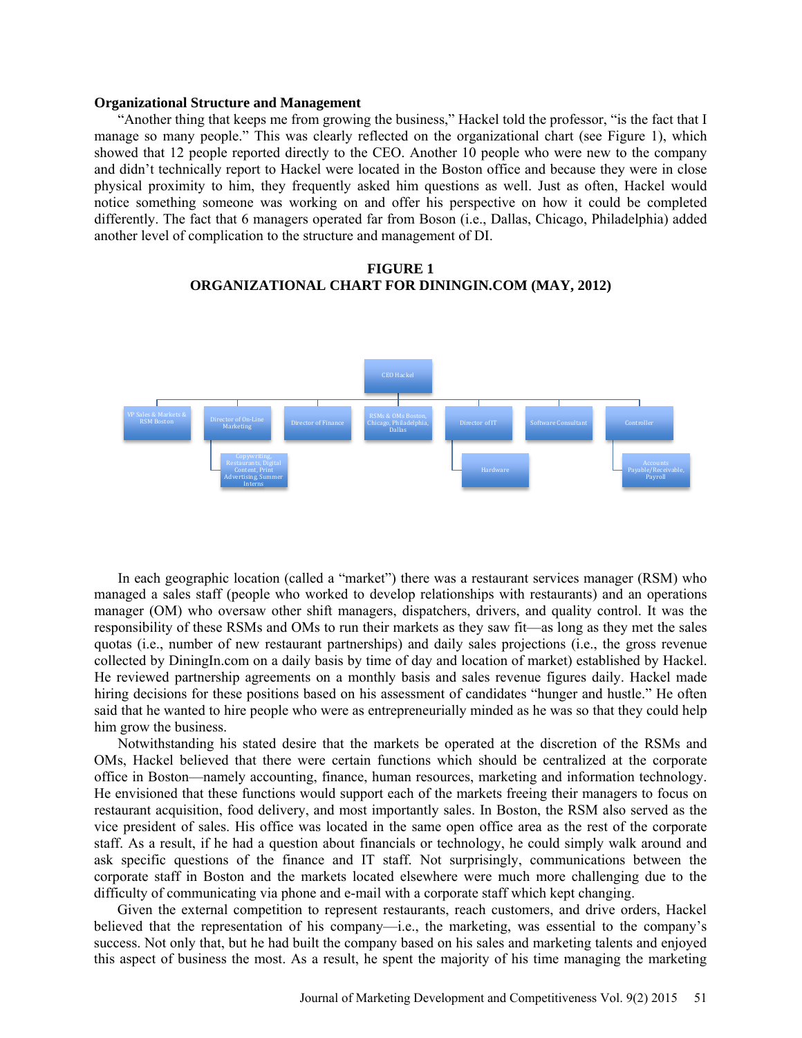**Organizational Structure and Management**

"Another thing that keeps me from growing the business," Hackel told the professor, "is the fact that I manage so many people." This was clearly reflected on the organizational chart (see Figure 1), which showed that 12 people reported directly to the CEO. Another 10 people who were new to the company and didn't technically report to Hackel were located in the Boston office and because they were in close physical proximity to him, they frequently asked him questions as well. Just as often, Hackel would notice something someone was working on and offer his perspective on how it could be completed differently. The fact that 6 managers operated far from Boson (i.e., Dallas, Chicago, Philadelphia) added another level of complication to the structure and management of DI.

**FIGURE 1**
**ORGANIZATIONAL CHART FOR DININGIN.COM (MAY, 2012)**

- CEO Hackel
  - VP Sales & Markets & RSM Boston
  - Director of On-Line Marketing
    - Copywriting, Restaurants, Digital Content, Print Advertising, Summer Interns
  - Director of Finance
  - RSMs & OMs Boston, Chicago, Philadelphia, Dallas
  - Director of IT
    - Hardware
  - Software Consultant
  - Controller
    - Accounts Payable/Receivable, Payroll

In each geographic location (called a "market") there was a restaurant services manager (RSM) who managed a sales staff (people who worked to develop relationships with restaurants) and an operations manager (OM) who oversaw other shift managers, dispatchers, drivers, and quality control. It was the responsibility of these RSMs and OMs to run their markets as they saw fit—as long as they met the sales quotas (i.e., number of new restaurant partnerships) and daily sales projections (i.e., the gross revenue collected by DiningIn.com on a daily basis by time of day and location of market) established by Hackel. He reviewed partnership agreements on a monthly basis and sales revenue figures daily. Hackel made hiring decisions for these positions based on his assessment of candidates "hunger and hustle." He often said that he wanted to hire people who were as entrepreneurially minded as he was so that they could help him grow the business.

Notwithstanding his stated desire that the markets be operated at the discretion of the RSMs and OMs, Hackel believed that there were certain functions which should be centralized at the corporate office in Boston—namely accounting, finance, human resources, marketing and information technology. He envisioned that these functions would support each of the markets freeing their managers to focus on restaurant acquisition, food delivery, and most importantly sales. In Boston, the RSM also served as the vice president of sales. His office was located in the same open office area as the rest of the corporate staff. As a result, if he had a question about financials or technology, he could simply walk around and ask specific questions of the finance and IT staff. Not surprisingly, communications between the corporate staff in Boston and the markets located elsewhere were much more challenging due to the difficulty of communicating via phone and e-mail with a corporate staff which kept changing.

Given the external competition to represent restaurants, reach customers, and drive orders, Hackel believed that the representation of his company—i.e., the marketing, was essential to the company's success. Not only that, but he had built the company based on his sales and marketing talents and enjoyed this aspect of business the most. As a result, he spent the majority of his time managing the marketing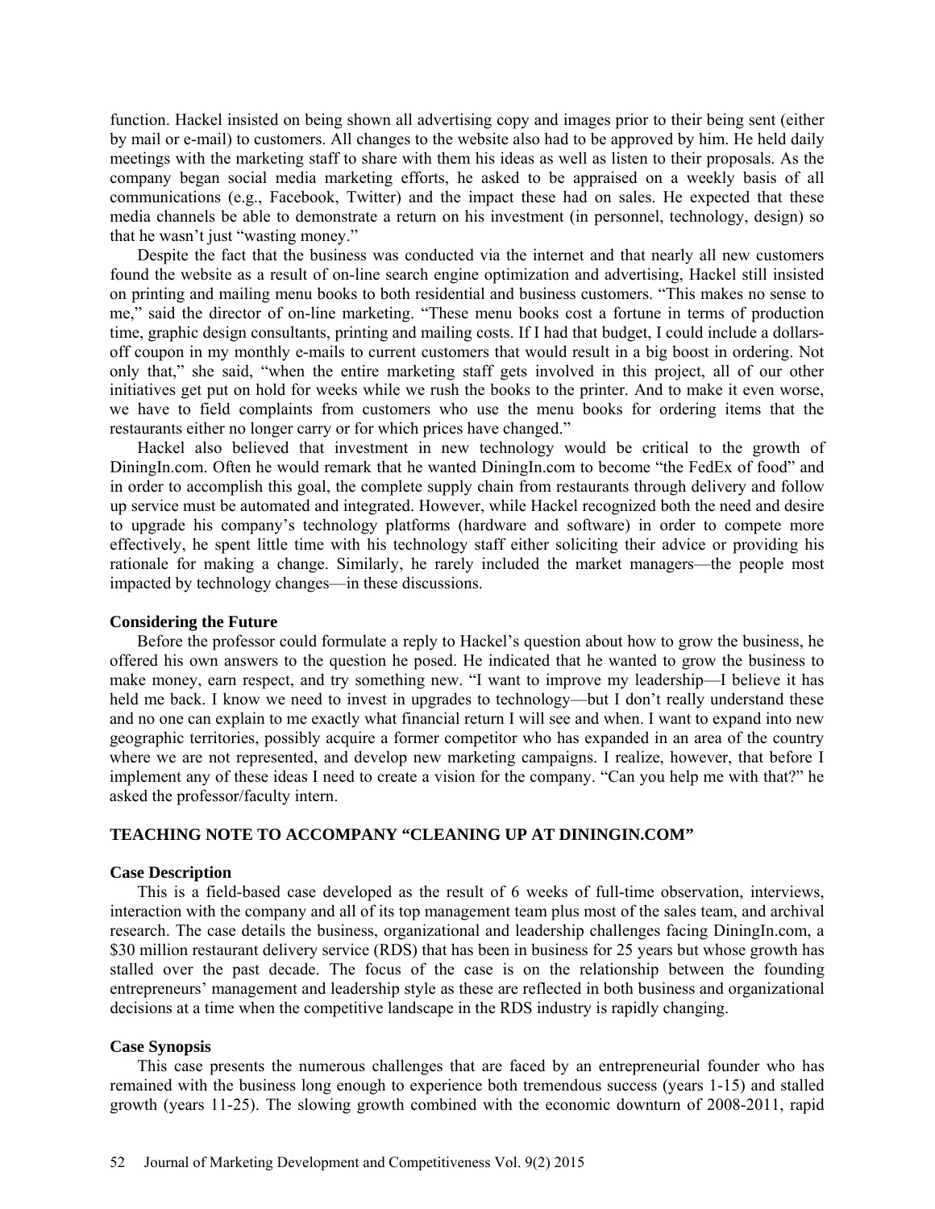function. Hackel insisted on being shown all advertising copy and images prior to their being sent (either by mail or e-mail) to customers. All changes to the website also had to be approved by him. He held daily meetings with the marketing staff to share with them his ideas as well as listen to their proposals. As the company began social media marketing efforts, he asked to be appraised on a weekly basis of all communications (e.g., Facebook, Twitter) and the impact these had on sales. He expected that these media channels be able to demonstrate a return on his investment (in personnel, technology, design) so that he wasn't just "wasting money."

Despite the fact that the business was conducted via the internet and that nearly all new customers found the website as a result of on-line search engine optimization and advertising, Hackel still insisted on printing and mailing menu books to both residential and business customers. "This makes no sense to me," said the director of on-line marketing. "These menu books cost a fortune in terms of production time, graphic design consultants, printing and mailing costs. If I had that budget, I could include a dollars-off coupon in my monthly e-mails to current customers that would result in a big boost in ordering. Not only that," she said, "when the entire marketing staff gets involved in this project, all of our other initiatives get put on hold for weeks while we rush the books to the printer. And to make it even worse, we have to field complaints from customers who use the menu books for ordering items that the restaurants either no longer carry or for which prices have changed."

Hackel also believed that investment in new technology would be critical to the growth of DiningIn.com. Often he would remark that he wanted DiningIn.com to become "the FedEx of food" and in order to accomplish this goal, the complete supply chain from restaurants through delivery and follow up service must be automated and integrated. However, while Hackel recognized both the need and desire to upgrade his company's technology platforms (hardware and software) in order to compete more effectively, he spent little time with his technology staff either soliciting their advice or providing his rationale for making a change. Similarly, he rarely included the market managers—the people most impacted by technology changes—in these discussions.

### Considering the Future

Before the professor could formulate a reply to Hackel's question about how to grow the business, he offered his own answers to the question he posed. He indicated that he wanted to grow the business to make money, earn respect, and try something new. "I want to improve my leadership—I believe it has held me back. I know we need to invest in upgrades to technology—but I don't really understand these and no one can explain to me exactly what financial return I will see and when. I want to expand into new geographic territories, possibly acquire a former competitor who has expanded in an area of the country where we are not represented, and develop new marketing campaigns. I realize, however, that before I implement any of these ideas I need to create a vision for the company. "Can you help me with that?" he asked the professor/faculty intern.

## TEACHING NOTE TO ACCOMPANY "CLEANING UP AT DININGIN.COM"

### Case Description

This is a field-based case developed as the result of 6 weeks of full-time observation, interviews, interaction with the company and all of its top management team plus most of the sales team, and archival research. The case details the business, organizational and leadership challenges facing DiningIn.com, a \$30 million restaurant delivery service (RDS) that has been in business for 25 years but whose growth has stalled over the past decade. The focus of the case is on the relationship between the founding entrepreneurs' management and leadership style as these are reflected in both business and organizational decisions at a time when the competitive landscape in the RDS industry is rapidly changing.

### Case Synopsis

This case presents the numerous challenges that are faced by an entrepreneurial founder who has remained with the business long enough to experience both tremendous success (years 1-15) and stalled growth (years 11-25). The slowing growth combined with the economic downturn of 2008-2011, rapid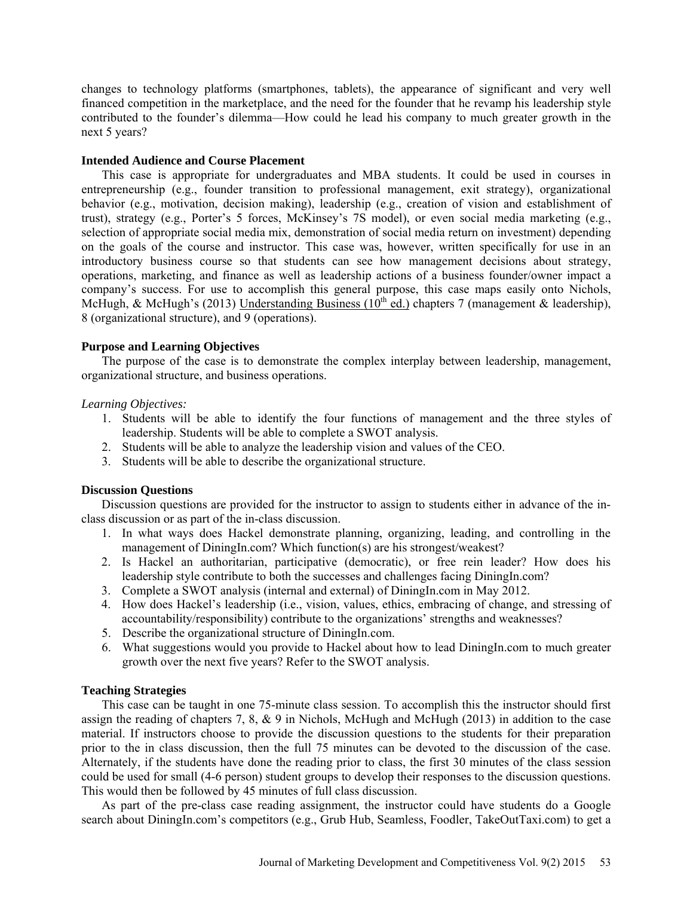changes to technology platforms (smartphones, tablets), the appearance of significant and very well financed competition in the marketplace, and the need for the founder that he revamp his leadership style contributed to the founder's dilemma—How could he lead his company to much greater growth in the next 5 years?

### Intended Audience and Course Placement

This case is appropriate for undergraduates and MBA students. It could be used in courses in entrepreneurship (e.g., founder transition to professional management, exit strategy), organizational behavior (e.g., motivation, decision making), leadership (e.g., creation of vision and establishment of trust), strategy (e.g., Porter's 5 forces, McKinsey's 7S model), or even social media marketing (e.g., selection of appropriate social media mix, demonstration of social media return on investment) depending on the goals of the course and instructor. This case was, however, written specifically for use in an introductory business course so that students can see how management decisions about strategy, operations, marketing, and finance as well as leadership actions of a business founder/owner impact a company's success. For use to accomplish this general purpose, this case maps easily onto Nichols, McHugh, & McHugh's (2013) Understanding Business (10th ed.) chapters 7 (management & leadership), 8 (organizational structure), and 9 (operations).

### Purpose and Learning Objectives

The purpose of the case is to demonstrate the complex interplay between leadership, management, organizational structure, and business operations.

*Learning Objectives:*

1. Students will be able to identify the four functions of management and the three styles of leadership. Students will be able to complete a SWOT analysis.
2. Students will be able to analyze the leadership vision and values of the CEO.
3. Students will be able to describe the organizational structure.

### Discussion Questions

Discussion questions are provided for the instructor to assign to students either in advance of the in-class discussion or as part of the in-class discussion.

1. In what ways does Hackel demonstrate planning, organizing, leading, and controlling in the management of DiningIn.com? Which function(s) are his strongest/weakest?
2. Is Hackel an authoritarian, participative (democratic), or free rein leader? How does his leadership style contribute to both the successes and challenges facing DiningIn.com?
3. Complete a SWOT analysis (internal and external) of DiningIn.com in May 2012.
4. How does Hackel's leadership (i.e., vision, values, ethics, embracing of change, and stressing of accountability/responsibility) contribute to the organizations' strengths and weaknesses?
5. Describe the organizational structure of DiningIn.com.
6. What suggestions would you provide to Hackel about how to lead DiningIn.com to much greater growth over the next five years? Refer to the SWOT analysis.

### Teaching Strategies

This case can be taught in one 75-minute class session. To accomplish this the instructor should first assign the reading of chapters 7, 8, & 9 in Nichols, McHugh and McHugh (2013) in addition to the case material. If instructors choose to provide the discussion questions to the students for their preparation prior to the in class discussion, then the full 75 minutes can be devoted to the discussion of the case. Alternately, if the students have done the reading prior to class, the first 30 minutes of the class session could be used for small (4-6 person) student groups to develop their responses to the discussion questions. This would then be followed by 45 minutes of full class discussion.

As part of the pre-class case reading assignment, the instructor could have students do a Google search about DiningIn.com's competitors (e.g., Grub Hub, Seamless, Foodler, TakeOutTaxi.com) to get a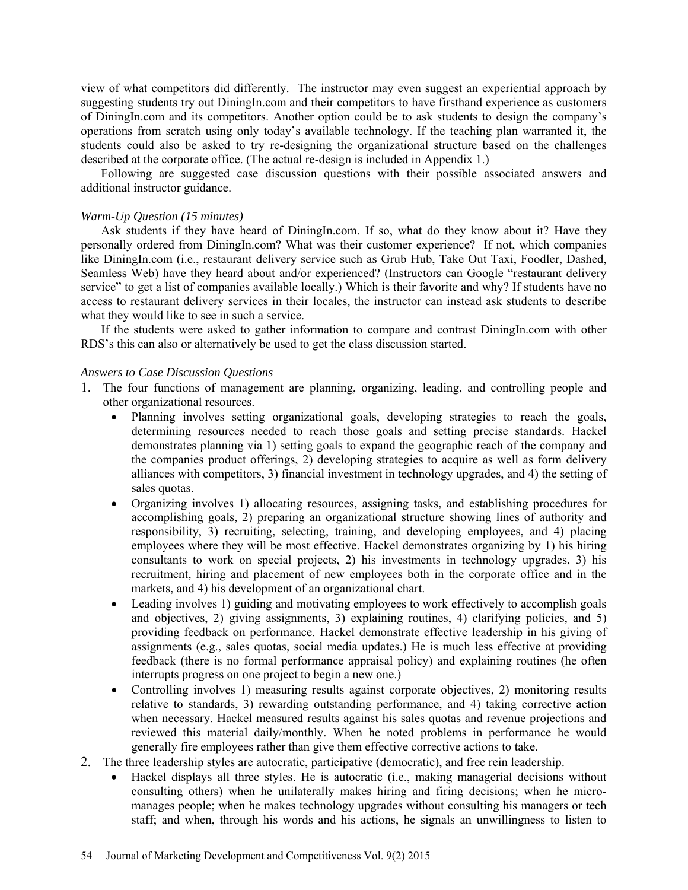view of what competitors did differently. The instructor may even suggest an experiential approach by suggesting students try out DiningIn.com and their competitors to have firsthand experience as customers of DiningIn.com and its competitors. Another option could be to ask students to design the company's operations from scratch using only today's available technology. If the teaching plan warranted it, the students could also be asked to try re-designing the organizational structure based on the challenges described at the corporate office. (The actual re-design is included in Appendix 1.)

Following are suggested case discussion questions with their possible associated answers and additional instructor guidance.

*Warm-Up Question (15 minutes)*

Ask students if they have heard of DiningIn.com. If so, what do they know about it? Have they personally ordered from DiningIn.com? What was their customer experience? If not, which companies like DiningIn.com (i.e., restaurant delivery service such as Grub Hub, Take Out Taxi, Foodler, Dashed, Seamless Web) have they heard about and/or experienced? (Instructors can Google "restaurant delivery service" to get a list of companies available locally.) Which is their favorite and why? If students have no access to restaurant delivery services in their locales, the instructor can instead ask students to describe what they would like to see in such a service.

If the students were asked to gather information to compare and contrast DiningIn.com with other RDS's this can also or alternatively be used to get the class discussion started.

*Answers to Case Discussion Questions*

1. The four functions of management are planning, organizing, leading, and controlling people and other organizational resources.
    - Planning involves setting organizational goals, developing strategies to reach the goals, determining resources needed to reach those goals and setting precise standards. Hackel demonstrates planning via 1) setting goals to expand the geographic reach of the company and the companies product offerings, 2) developing strategies to acquire as well as form delivery alliances with competitors, 3) financial investment in technology upgrades, and 4) the setting of sales quotas.
    - Organizing involves 1) allocating resources, assigning tasks, and establishing procedures for accomplishing goals, 2) preparing an organizational structure showing lines of authority and responsibility, 3) recruiting, selecting, training, and developing employees, and 4) placing employees where they will be most effective. Hackel demonstrates organizing by 1) his hiring consultants to work on special projects, 2) his investments in technology upgrades, 3) his recruitment, hiring and placement of new employees both in the corporate office and in the markets, and 4) his development of an organizational chart.
    - Leading involves 1) guiding and motivating employees to work effectively to accomplish goals and objectives, 2) giving assignments, 3) explaining routines, 4) clarifying policies, and 5) providing feedback on performance. Hackel demonstrate effective leadership in his giving of assignments (e.g., sales quotas, social media updates.) He is much less effective at providing feedback (there is no formal performance appraisal policy) and explaining routines (he often interrupts progress on one project to begin a new one.)
    - Controlling involves 1) measuring results against corporate objectives, 2) monitoring results relative to standards, 3) rewarding outstanding performance, and 4) taking corrective action when necessary. Hackel measured results against his sales quotas and revenue projections and reviewed this material daily/monthly. When he noted problems in performance he would generally fire employees rather than give them effective corrective actions to take.
2. The three leadership styles are autocratic, participative (democratic), and free rein leadership.
    - Hackel displays all three styles. He is autocratic (i.e., making managerial decisions without consulting others) when he unilaterally makes hiring and firing decisions; when he micro-manages people; when he makes technology upgrades without consulting his managers or tech staff; and when, through his words and his actions, he signals an unwillingness to listen to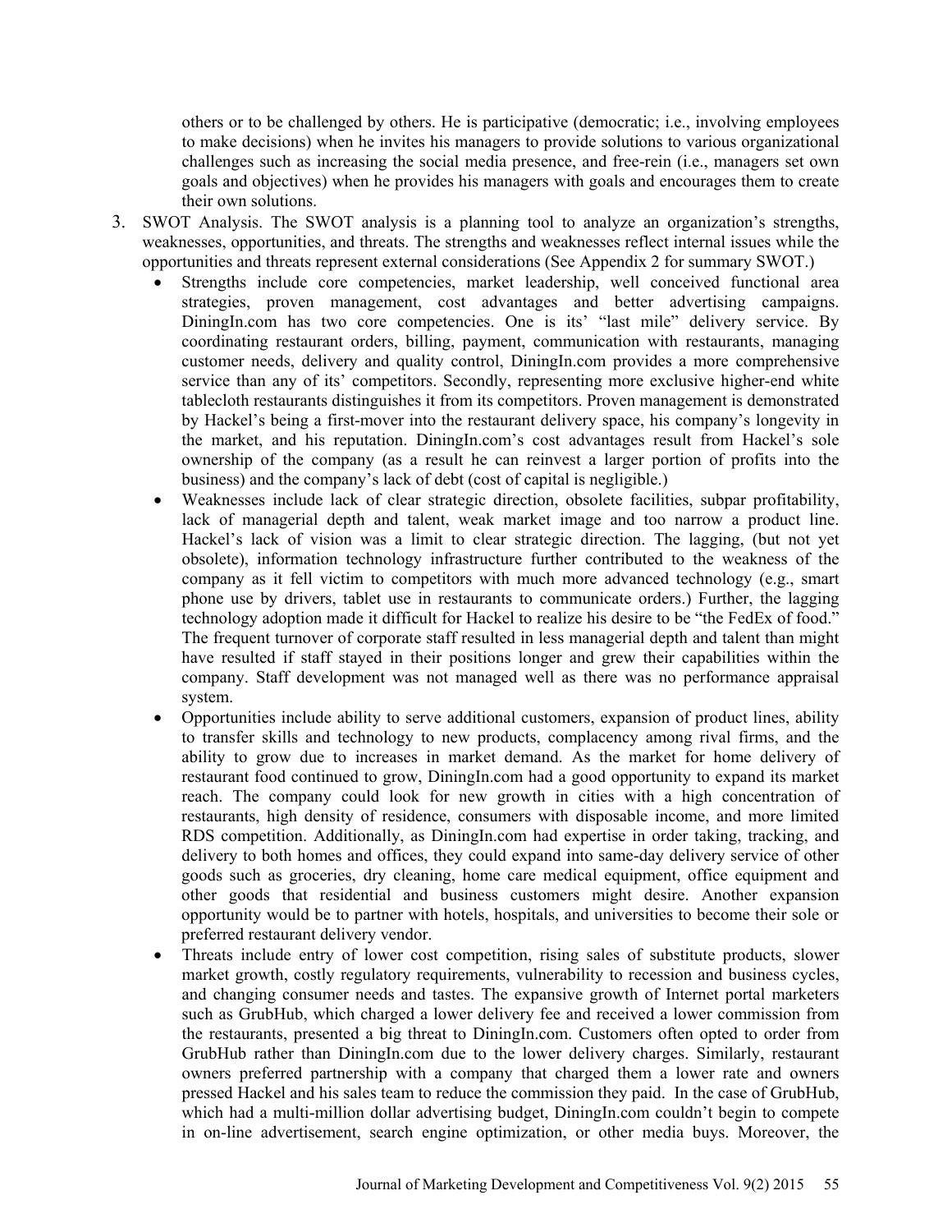others or to be challenged by others. He is participative (democratic; i.e., involving employees to make decisions) when he invites his managers to provide solutions to various organizational challenges such as increasing the social media presence, and free-rein (i.e., managers set own goals and objectives) when he provides his managers with goals and encourages them to create their own solutions.

3. SWOT Analysis. The SWOT analysis is a planning tool to analyze an organization's strengths, weaknesses, opportunities, and threats. The strengths and weaknesses reflect internal issues while the opportunities and threats represent external considerations (See Appendix 2 for summary SWOT.)
   - Strengths include core competencies, market leadership, well conceived functional area strategies, proven management, cost advantages and better advertising campaigns. DiningIn.com has two core competencies. One is its' "last mile" delivery service. By coordinating restaurant orders, billing, payment, communication with restaurants, managing customer needs, delivery and quality control, DiningIn.com provides a more comprehensive service than any of its' competitors. Secondly, representing more exclusive higher-end white tablecloth restaurants distinguishes it from its competitors. Proven management is demonstrated by Hackel's being a first-mover into the restaurant delivery space, his company's longevity in the market, and his reputation. DiningIn.com's cost advantages result from Hackel's sole ownership of the company (as a result he can reinvest a larger portion of profits into the business) and the company's lack of debt (cost of capital is negligible.)
   - Weaknesses include lack of clear strategic direction, obsolete facilities, subpar profitability, lack of managerial depth and talent, weak market image and too narrow a product line. Hackel's lack of vision was a limit to clear strategic direction. The lagging, (but not yet obsolete), information technology infrastructure further contributed to the weakness of the company as it fell victim to competitors with much more advanced technology (e.g., smart phone use by drivers, tablet use in restaurants to communicate orders.) Further, the lagging technology adoption made it difficult for Hackel to realize his desire to be "the FedEx of food." The frequent turnover of corporate staff resulted in less managerial depth and talent than might have resulted if staff stayed in their positions longer and grew their capabilities within the company. Staff development was not managed well as there was no performance appraisal system.
   - Opportunities include ability to serve additional customers, expansion of product lines, ability to transfer skills and technology to new products, complacency among rival firms, and the ability to grow due to increases in market demand. As the market for home delivery of restaurant food continued to grow, DiningIn.com had a good opportunity to expand its market reach. The company could look for new growth in cities with a high concentration of restaurants, high density of residence, consumers with disposable income, and more limited RDS competition. Additionally, as DiningIn.com had expertise in order taking, tracking, and delivery to both homes and offices, they could expand into same-day delivery service of other goods such as groceries, dry cleaning, home care medical equipment, office equipment and other goods that residential and business customers might desire. Another expansion opportunity would be to partner with hotels, hospitals, and universities to become their sole or preferred restaurant delivery vendor.
   - Threats include entry of lower cost competition, rising sales of substitute products, slower market growth, costly regulatory requirements, vulnerability to recession and business cycles, and changing consumer needs and tastes. The expansive growth of Internet portal marketers such as GrubHub, which charged a lower delivery fee and received a lower commission from the restaurants, presented a big threat to DiningIn.com. Customers often opted to order from GrubHub rather than DiningIn.com due to the lower delivery charges. Similarly, restaurant owners preferred partnership with a company that charged them a lower rate and owners pressed Hackel and his sales team to reduce the commission they paid. In the case of GrubHub, which had a multi-million dollar advertising budget, DiningIn.com couldn't begin to compete in on-line advertisement, search engine optimization, or other media buys. Moreover, the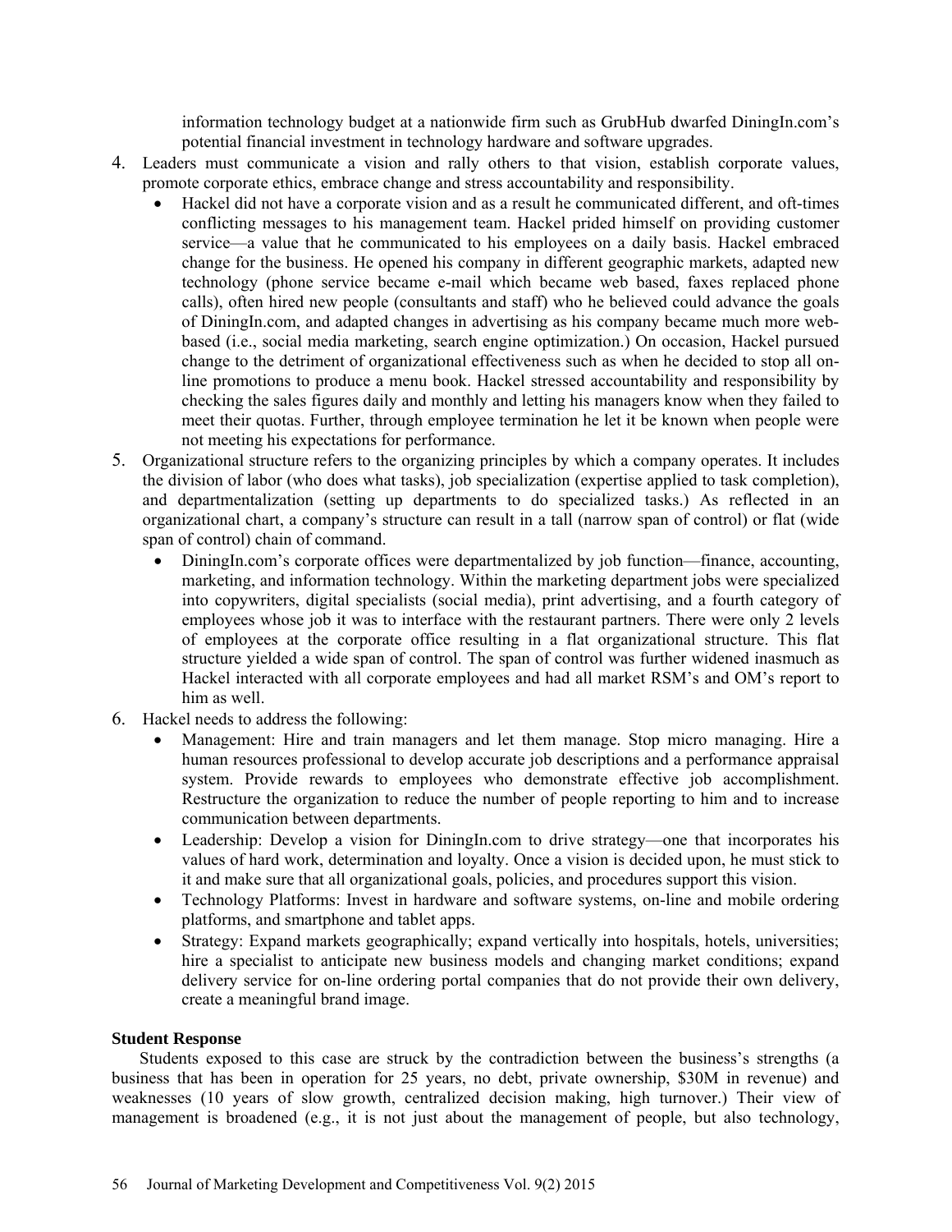information technology budget at a nationwide firm such as GrubHub dwarfed DiningIn.com's potential financial investment in technology hardware and software upgrades.

4. Leaders must communicate a vision and rally others to that vision, establish corporate values, promote corporate ethics, embrace change and stress accountability and responsibility.
   - Hackel did not have a corporate vision and as a result he communicated different, and oft-times conflicting messages to his management team. Hackel prided himself on providing customer service—a value that he communicated to his employees on a daily basis. Hackel embraced change for the business. He opened his company in different geographic markets, adapted new technology (phone service became e-mail which became web based, faxes replaced phone calls), often hired new people (consultants and staff) who he believed could advance the goals of DiningIn.com, and adapted changes in advertising as his company became much more web-based (i.e., social media marketing, search engine optimization.) On occasion, Hackel pursued change to the detriment of organizational effectiveness such as when he decided to stop all on-line promotions to produce a menu book. Hackel stressed accountability and responsibility by checking the sales figures daily and monthly and letting his managers know when they failed to meet their quotas. Further, through employee termination he let it be known when people were not meeting his expectations for performance.
5. Organizational structure refers to the organizing principles by which a company operates. It includes the division of labor (who does what tasks), job specialization (expertise applied to task completion), and departmentalization (setting up departments to do specialized tasks.) As reflected in an organizational chart, a company's structure can result in a tall (narrow span of control) or flat (wide span of control) chain of command.
   - DiningIn.com's corporate offices were departmentalized by job function—finance, accounting, marketing, and information technology. Within the marketing department jobs were specialized into copywriters, digital specialists (social media), print advertising, and a fourth category of employees whose job it was to interface with the restaurant partners. There were only 2 levels of employees at the corporate office resulting in a flat organizational structure. This flat structure yielded a wide span of control. The span of control was further widened inasmuch as Hackel interacted with all corporate employees and had all market RSM's and OM's report to him as well.
6. Hackel needs to address the following:
   - Management: Hire and train managers and let them manage. Stop micro managing. Hire a human resources professional to develop accurate job descriptions and a performance appraisal system. Provide rewards to employees who demonstrate effective job accomplishment. Restructure the organization to reduce the number of people reporting to him and to increase communication between departments.
   - Leadership: Develop a vision for DiningIn.com to drive strategy—one that incorporates his values of hard work, determination and loyalty. Once a vision is decided upon, he must stick to it and make sure that all organizational goals, policies, and procedures support this vision.
   - Technology Platforms: Invest in hardware and software systems, on-line and mobile ordering platforms, and smartphone and tablet apps.
   - Strategy: Expand markets geographically; expand vertically into hospitals, hotels, universities; hire a specialist to anticipate new business models and changing market conditions; expand delivery service for on-line ordering portal companies that do not provide their own delivery, create a meaningful brand image.

**Student Response**

Students exposed to this case are struck by the contradiction between the business's strengths (a business that has been in operation for 25 years, no debt, private ownership, $30M in revenue) and weaknesses (10 years of slow growth, centralized decision making, high turnover.) Their view of management is broadened (e.g., it is not just about the management of people, but also technology,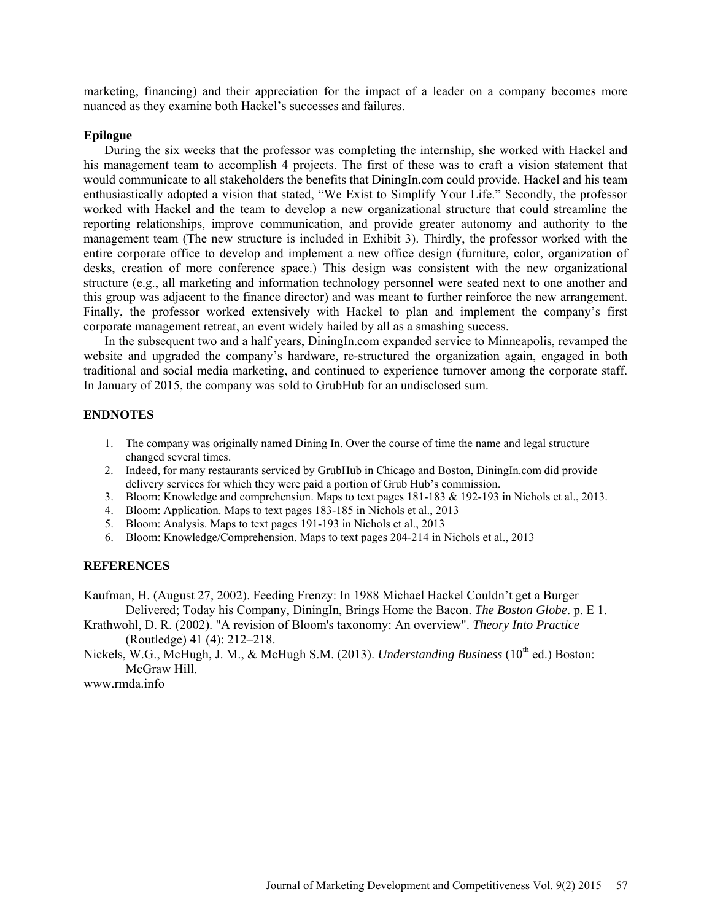marketing, financing) and their appreciation for the impact of a leader on a company becomes more nuanced as they examine both Hackel's successes and failures.

### Epilogue

During the six weeks that the professor was completing the internship, she worked with Hackel and his management team to accomplish 4 projects. The first of these was to craft a vision statement that would communicate to all stakeholders the benefits that DiningIn.com could provide. Hackel and his team enthusiastically adopted a vision that stated, "We Exist to Simplify Your Life." Secondly, the professor worked with Hackel and the team to develop a new organizational structure that could streamline the reporting relationships, improve communication, and provide greater autonomy and authority to the management team (The new structure is included in Exhibit 3). Thirdly, the professor worked with the entire corporate office to develop and implement a new office design (furniture, color, organization of desks, creation of more conference space.) This design was consistent with the new organizational structure (e.g., all marketing and information technology personnel were seated next to one another and this group was adjacent to the finance director) and was meant to further reinforce the new arrangement. Finally, the professor worked extensively with Hackel to plan and implement the company's first corporate management retreat, an event widely hailed by all as a smashing success.

In the subsequent two and a half years, DiningIn.com expanded service to Minneapolis, revamped the website and upgraded the company's hardware, re-structured the organization again, engaged in both traditional and social media marketing, and continued to experience turnover among the corporate staff. In January of 2015, the company was sold to GrubHub for an undisclosed sum.

## ENDNOTES

1. The company was originally named Dining In. Over the course of time the name and legal structure changed several times.
2. Indeed, for many restaurants serviced by GrubHub in Chicago and Boston, DiningIn.com did provide delivery services for which they were paid a portion of Grub Hub's commission.
3. Bloom: Knowledge and comprehension. Maps to text pages 181-183 & 192-193 in Nichols et al., 2013.
4. Bloom: Application. Maps to text pages 183-185 in Nichols et al., 2013
5. Bloom: Analysis. Maps to text pages 191-193 in Nichols et al., 2013
6. Bloom: Knowledge/Comprehension. Maps to text pages 204-214 in Nichols et al., 2013

## REFERENCES

Kaufman, H. (August 27, 2002). Feeding Frenzy: In 1988 Michael Hackel Couldn't get a Burger Delivered; Today his Company, DiningIn, Brings Home the Bacon. *The Boston Globe*. p. E 1.

Krathwohl, D. R. (2002). "A revision of Bloom's taxonomy: An overview". *Theory Into Practice* (Routledge) 41 (4): 212–218.

Nickels, W.G., McHugh, J. M., & McHugh S.M. (2013). *Understanding Business* (10th ed.) Boston: McGraw Hill.

www.rmda.info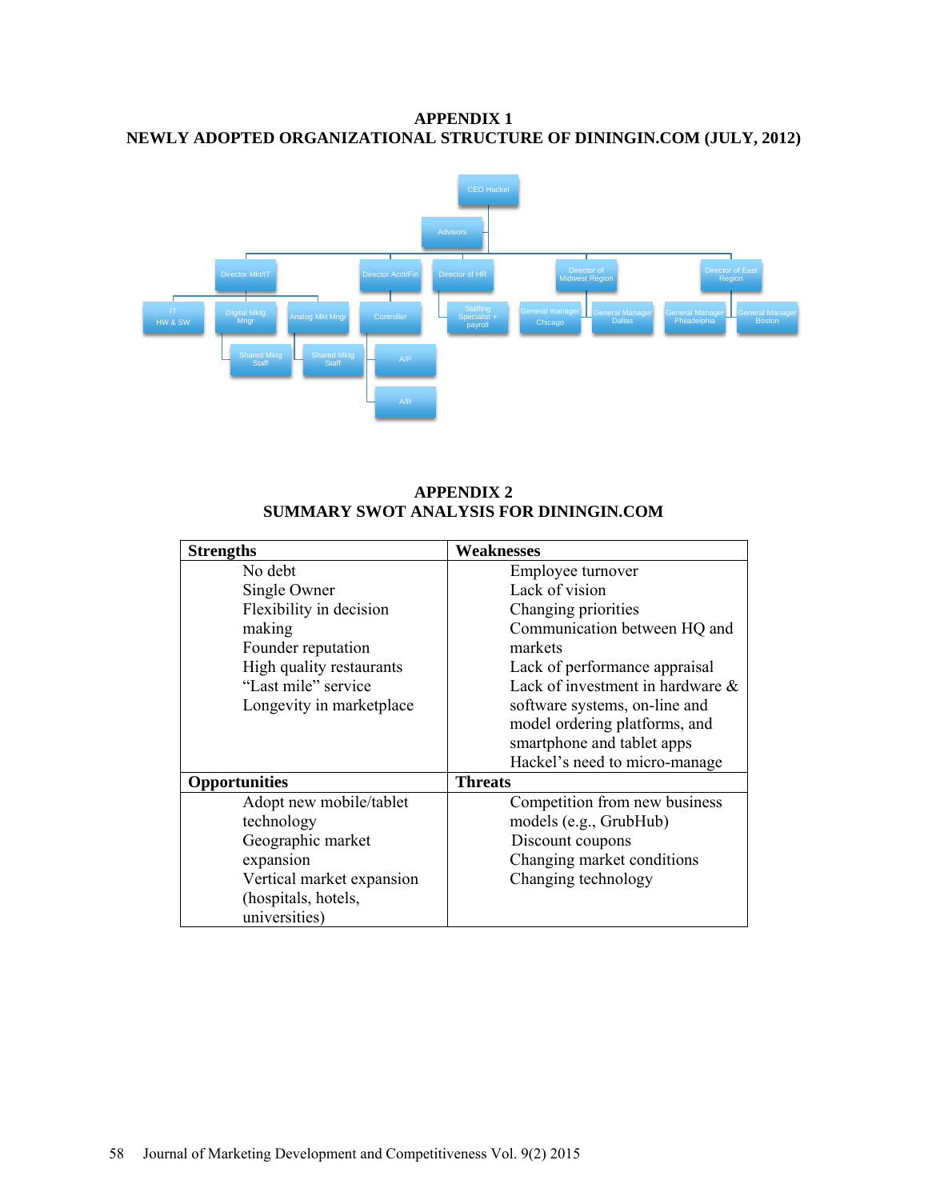## APPENDIX 1
## NEWLY ADOPTED ORGANIZATIONAL STRUCTURE OF DININGIN.COM (JULY, 2012)

CEO Hackel

Advisors

Director Mkt/IT

Director Acct/Fin

Director of HR

Director of Midwest Region

Director of East Region

IT HW & SW

Digital Mktg Mngr

Analog Mkt Mngr

Controller

Staffing Specialist + payroll

General manager Chicago

General Manager Dallas

General Manager Philadelphia

General Manager Boston

Shared Mktg Staff

Shared Mktg Staff

A/P

A/R

## APPENDIX 2
## SUMMARY SWOT ANALYSIS FOR DININGIN.COM

| **Strengths** | **Weaknesses** |
|---|---|
| No debt<br>Single Owner<br>Flexibility in decision making<br>Founder reputation<br>High quality restaurants<br>"Last mile" service<br>Longevity in marketplace | Employee turnover<br>Lack of vision<br>Changing priorities<br>Communication between HQ and markets<br>Lack of performance appraisal<br>Lack of investment in hardware & software systems, on-line and model ordering platforms, and smartphone and tablet apps<br>Hackel's need to micro-manage |
| **Opportunities** | **Threats** |
| Adopt new mobile/tablet technology<br>Geographic market expansion<br>Vertical market expansion (hospitals, hotels, universities) | Competition from new business models (e.g., GrubHub)<br>Discount coupons<br>Changing market conditions<br>Changing technology |